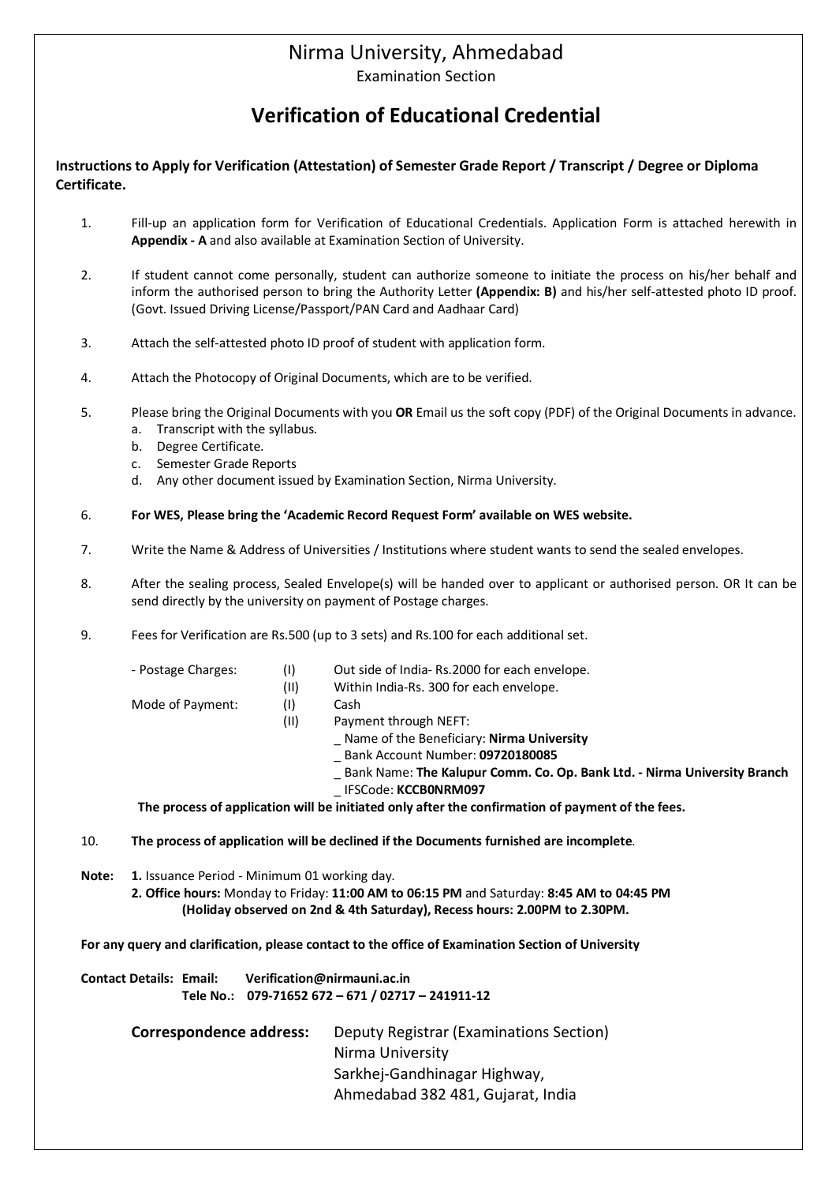# Nirma University, Ahmedabad

Examination Section

## Verification of Educational Credential

**Instructions to Apply for Verification (Attestation) of Semester Grade Report / Transcript / Degree or Diploma Certificate.**

1. Fill-up an application form for Verification of Educational Credentials. Application Form is attached herewith in **Appendix - A** and also available at Examination Section of University.

2. If student cannot come personally, student can authorize someone to initiate the process on his/her behalf and inform the authorised person to bring the Authority Letter **(Appendix: B)** and his/her self-attested photo ID proof. (Govt. Issued Driving License/Passport/PAN Card and Aadhaar Card)

3. Attach the self-attested photo ID proof of student with application form.

4. Attach the Photocopy of Original Documents, which are to be verified.

5. Please bring the Original Documents with you **OR** Email us the soft copy (PDF) of the Original Documents in advance.
   a. Transcript with the syllabus.
   b. Degree Certificate.
   c. Semester Grade Reports
   d. Any other document issued by Examination Section, Nirma University.

6. **For WES, Please bring the 'Academic Record Request Form' available on WES website.**

7. Write the Name & Address of Universities / Institutions where student wants to send the sealed envelopes.

8. After the sealing process, Sealed Envelope(s) will be handed over to applicant or authorised person. OR It can be send directly by the university on payment of Postage charges.

9. Fees for Verification are Rs.500 (up to 3 sets) and Rs.100 for each additional set.

   - Postage Charges:
     (I) Out side of India- Rs.2000 for each envelope.
     (II) Within India-Rs. 300 for each envelope.

   Mode of Payment:
     (I) Cash
     (II) Payment through NEFT:
       _ Name of the Beneficiary: **Nirma University**
       _ Bank Account Number: **09720180085**
       _ Bank Name: **The Kalupur Comm. Co. Op. Bank Ltd. - Nirma University Branch**
       _ IFSCode: **KCCB0NRM097**

   **The process of application will be initiated only after the confirmation of payment of the fees.**

10. **The process of application will be declined if the Documents furnished are incomplete**.

**Note:** **1.** Issuance Period - Minimum 01 working day.
**2. Office hours:** Monday to Friday: **11:00 AM to 06:15 PM** and Saturday: **8:45 AM to 04:45 PM** **(Holiday observed on 2nd & 4th Saturday), Recess hours: 2.00PM to 2.30PM.**

**For any query and clarification, please contact to the office of Examination Section of University**

**Contact Details: Email: Verification@nirmauni.ac.in**
**Tele No.: 079-71652 672 – 671 / 02717 – 241911-12**

**Correspondence address:** Deputy Registrar (Examinations Section)
Nirma University
Sarkhej-Gandhinagar Highway,
Ahmedabad 382 481, Gujarat, India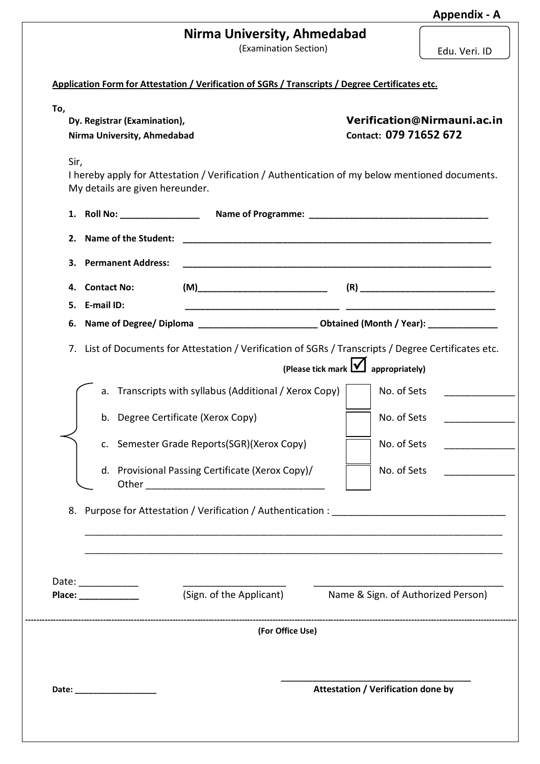Appendix - A

# Nirma University, Ahmedabad

(Examination Section)

Edu. Veri. ID

**Application Form for Attestation / Verification of SGRs / Transcripts / Degree Certificates etc.**

**To,**

**Dy. Registrar (Examination),**
**Nirma University, Ahmedabad**

**Verification@Nirmauni.ac.in**
**Contact: 079 71652 672**

Sir,
I hereby apply for Attestation / Verification / Authentication of my below mentioned documents. My details are given hereunder.

1. **Roll No:** ________________ **Name of Programme:** ___________________________________
2. **Name of the Student:** _______________________________________________________________
3. **Permanent Address:** _______________________________________________________________
4. **Contact No:** **(M)**__________________________ **(R)** ___________________________
5. **E-mail ID:** ______________________________ ______________________________
6. **Name of Degree/ Diploma** _______________________ **Obtained (Month / Year):** _____________
7. List of Documents for Attestation / Verification of SGRs / Transcripts / Degree Certificates etc.

   **(Please tick mark ☑ appropriately)**

   a. Transcripts with syllabus (Additional / Xerox Copy) ☐ No. of Sets ____________
   b. Degree Certificate (Xerox Copy) ☐ No. of Sets ____________
   c. Semester Grade Reports(SGR)(Xerox Copy) ☐ No. of Sets ____________
   d. Provisional Passing Certificate (Xerox Copy)/ Other ________________________________ ☐ No. of Sets ____________

8. Purpose for Attestation / Verification / Authentication : _______________________________
   ____________________________________________________________________________
   ____________________________________________________________________________

Date: ___________
**Place:** ____________

___________________
(Sign. of the Applicant)

___________________________________
Name & Sign. of Authorized Person)

---

**(For Office Use)**

**Date:** _________________

_____________________________________
**Attestation / Verification done by**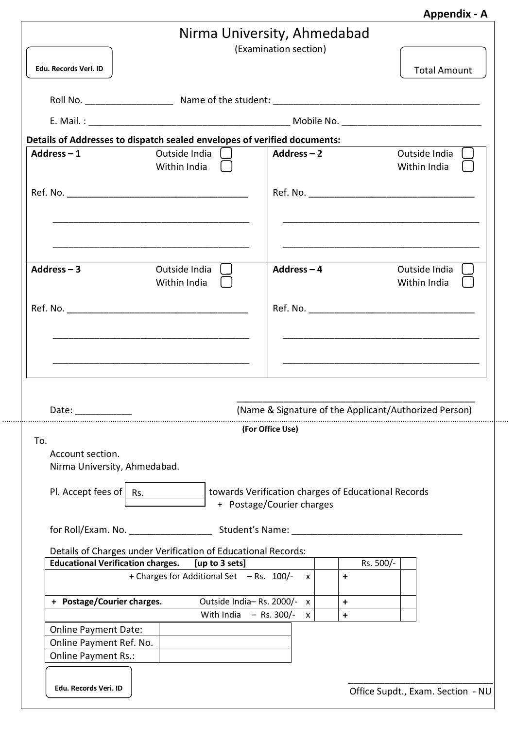**Appendix - A**

# Nirma University, Ahmedabad

(Examination section)

**Edu. Records Veri. ID**

Total Amount

Roll No. ________________ Name of the student: ________________________________________

E. Mail. : ______________________________________ Mobile No. ___________________________

**Details of Addresses to dispatch sealed envelopes of verified documents:**

| **Address – 1** Outside India ☐ Within India ☐ | **Address – 2** Outside India ☐ Within India ☐ |
|---|---|
| Ref. No. ___________________________________ | Ref. No. _________________________________ |
| ______________________________________ | ______________________________________ |
| ______________________________________ | ______________________________________ |
| **Address – 3** Outside India ☐ Within India ☐ | **Address – 4** Outside India ☐ Within India ☐ |
| Ref. No. ___________________________________ | Ref. No. _________________________________ |
| ______________________________________ | ______________________________________ |
| ______________________________________ | ______________________________________ |

Date: ___________

_______________________________________________
(Name & Signature of the Applicant/Authorized Person)

**(For Office Use)**

To.

Account section.
Nirma University, Ahmedabad.

Pl. Accept fees of Rs. ________ towards Verification charges of Educational Records + Postage/Courier charges

for Roll/Exam. No. ________________ Student's Name: __________________________________

Details of Charges under Verification of Educational Records:

| | | | |
|---|---|---|---|
| **Educational Verification charges. [up to 3 sets]** | | Rs. 500/- | |
| + Charges for Additional Set – Rs. 100/- x | | + | |
| **+ Postage/Courier charges.** Outside India– Rs. 2000/- x | | + | |
| With India – Rs. 300/- x | | + | |

| | |
|---|---|
| Online Payment Date: | |
| Online Payment Ref. No. | |
| Online Payment Rs.: | |

**Edu. Records Veri. ID**

______________________________
Office Supdt., Exam. Section - NU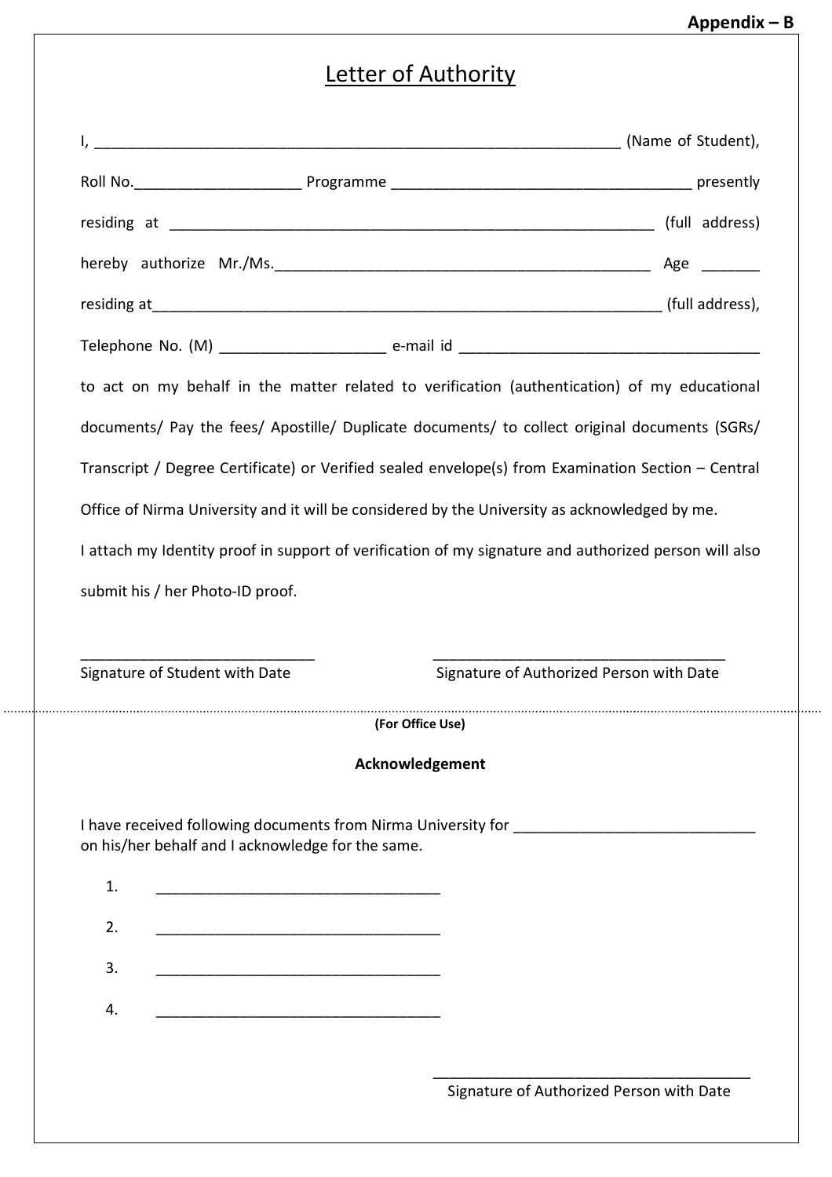**Appendix – B**

# Letter of Authority

I, ________________________________________________________________ (Name of Student), Roll No.____________________ Programme ____________________________________ presently residing at __________________________________________________________ (full address) hereby authorize Mr./Ms.______________________________________________ Age _______ residing at_______________________________________________________________ (full address), Telephone No. (M) ____________________ e-mail id ____________________________________ to act on my behalf in the matter related to verification (authentication) of my educational documents/ Pay the fees/ Apostille/ Duplicate documents/ to collect original documents (SGRs/ Transcript / Degree Certificate) or Verified sealed envelope(s) from Examination Section – Central Office of Nirma University and it will be considered by the University as acknowledged by me.

I attach my Identity proof in support of verification of my signature and authorized person will also submit his / her Photo-ID proof.

____________________________ Signature of Student with Date

____________________________________ Signature of Authorized Person with Date

**(For Office Use)**

**Acknowledgement**

I have received following documents from Nirma University for _____________________________ on his/her behalf and I acknowledge for the same.

1. __________________________________
2. __________________________________
3. __________________________________
4. __________________________________

_______________________________________

Signature of Authorized Person with Date